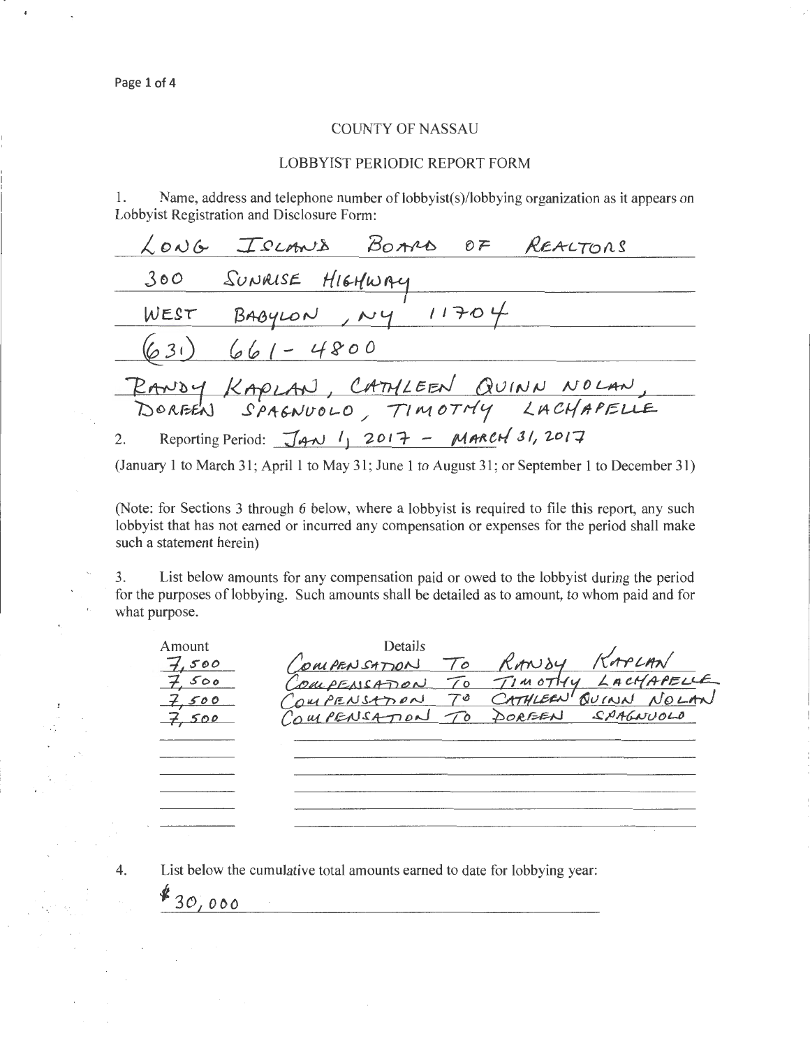## COUNTY OF NASSAU

## LOBBYIST PERIODIC REPORT FORM

1. Name, address and telephone number of lobbyist(s)/lobbying organization as it appears on Lobbyist Registration and Disclosure Form:

LONG ISLAND BOARD OF REALTORS
300 SUNRISE HIGHWAY
WEST BABYLON, NY 11704
(631) 661-4800
RANDY KAPLAN, CATHLEEN QUINN NOLAN, DOREEN SPAGNUOLO, TIMOTHY LACHAPELLE

2. Reporting Period: JAN 1, 2017 - MARCH 31, 2017

(January 1 to March 31; April 1 to May 31; June 1 to August 31; or September 1 to December 31)

(Note: for Sections 3 through 6 below, where a lobbyist is required to file this report, any such lobbyist that has not earned or incurred any compensation or expenses for the period shall make such a statement herein)

3. List below amounts for any compensation paid or owed to the lobbyist during the period for the purposes of lobbying. Such amounts shall be detailed as to amount, to whom paid and for what purpose.

| Amount | Details |
|---|---|
| 7,500 | COMPENSATION TO RANDY KAPLAN |
| 7,500 | COMPENSATION TO TIMOTHY LACHAPELLE |
| 7,500 | COMPENSATION TO CATHLEEN QUINN NOLAN |
| 7,500 | COMPENSATION TO DOREEN SPAGNUOLO |

4. List below the cumulative total amounts earned to date for lobbying year:

$30,000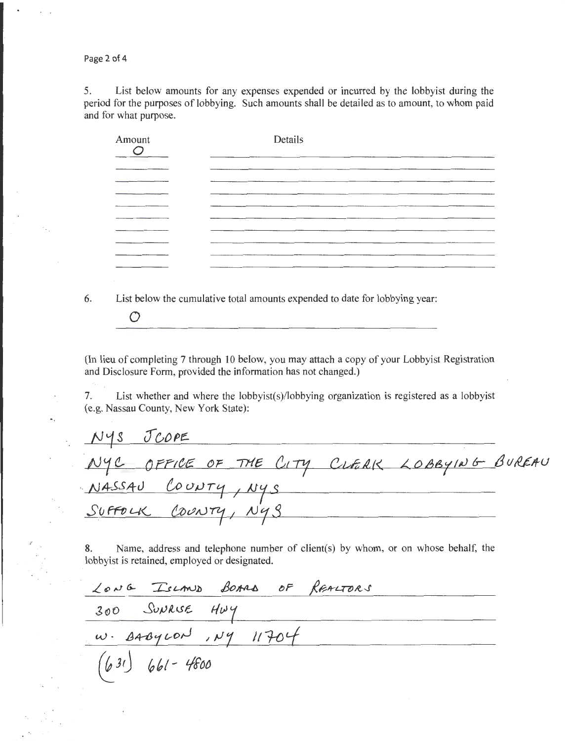5. List below amounts for any expenses expended or incurred by the lobbyist during the period for the purposes of lobbying. Such amounts shall be detailed as to amount, to whom paid and for what purpose.

| Amount | Details |
| --- | --- |
| 0 | |
| | |
| | |
| | |
| | |
| | |
| | |
| | |
| | |

6. List below the cumulative total amounts expended to date for lobbying year:

0

(In lieu of completing 7 through 10 below, you may attach a copy of your Lobbyist Registration and Disclosure Form, provided the information has not changed.)

7. List whether and where the lobbyist(s)/lobbying organization is registered as a lobbyist (e.g. Nassau County, New York State):

NYS JCOPE
NYC OFFICE OF THE CITY CLERK LOBBYING BUREAU
NASSAU COUNTY, NYS
SUFFOLK COUNTY, NYS

8. Name, address and telephone number of client(s) by whom, or on whose behalf, the lobbyist is retained, employed or designated.

LONG ISLAND BOARD OF REALTORS
300 SUNRISE HWY
W. BABYLON, NY 11704
(631) 661-4800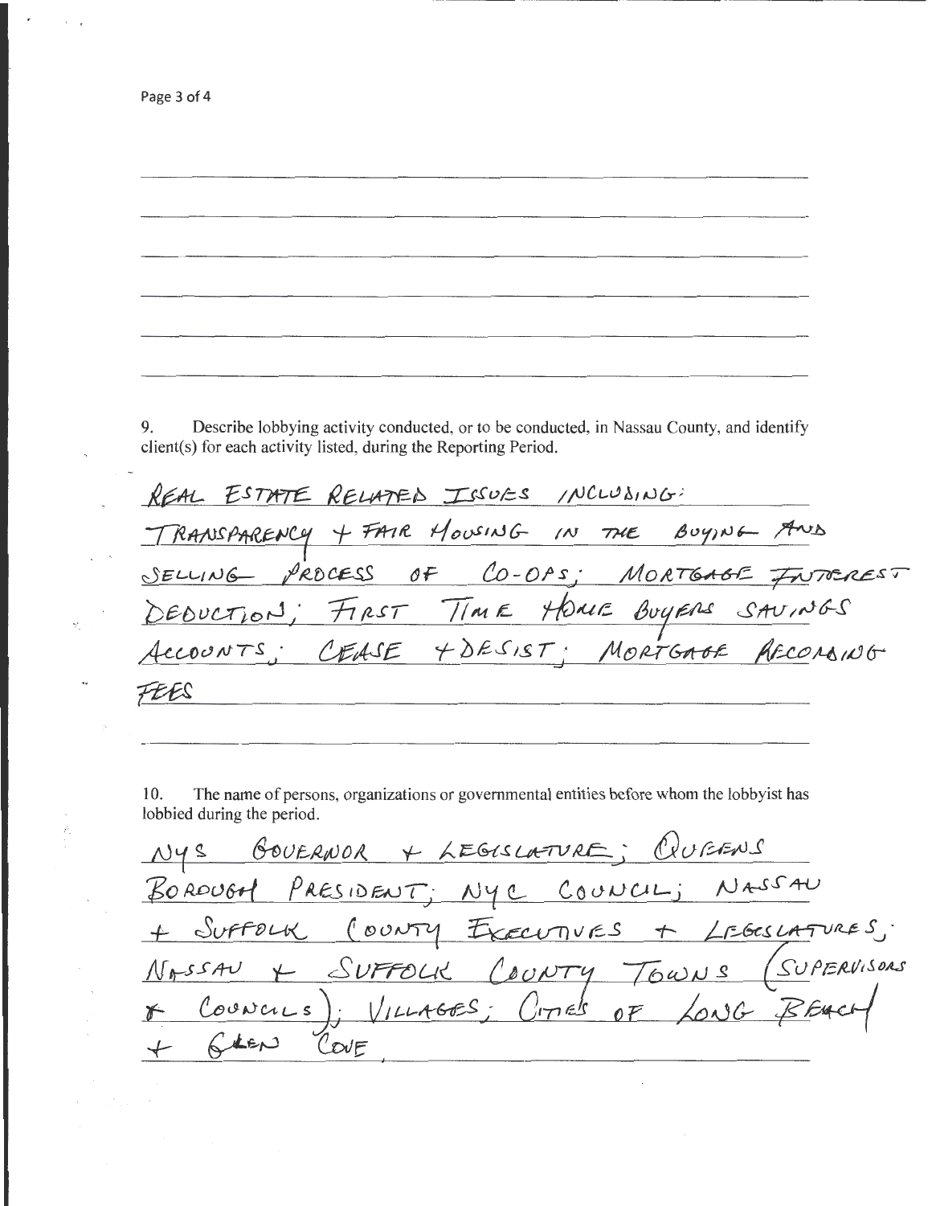9. Describe lobbying activity conducted, or to be conducted, in Nassau County, and identify client(s) for each activity listed, during the Reporting Period.

REAL ESTATE RELATED ISSUES INCLUDING: TRANSPARENCY + FAIR HOUSING IN THE BUYING AND SELLING PROCESS OF CO-OPS; MORTGAGE INTEREST DEDUCTION; FIRST TIME HOME BUYERS SAVINGS ACCOUNTS; CEASE + DESIST; MORTGAGE RECORDING FEES

10. The name of persons, organizations or governmental entities before whom the lobbyist has lobbied during the period.

NYS GOVERNOR + LEGISLATURE; QUEENS BOROUGH PRESIDENT; NYC COUNCIL; NASSAU + SUFFOLK COUNTY EXECUTIVES + LEGISLATURES; NASSAU + SUFFOLK COUNTY TOWNS (SUPERVISORS + COUNCILS); VILLAGES; CITIES OF LONG BEACH + GLEN COVE.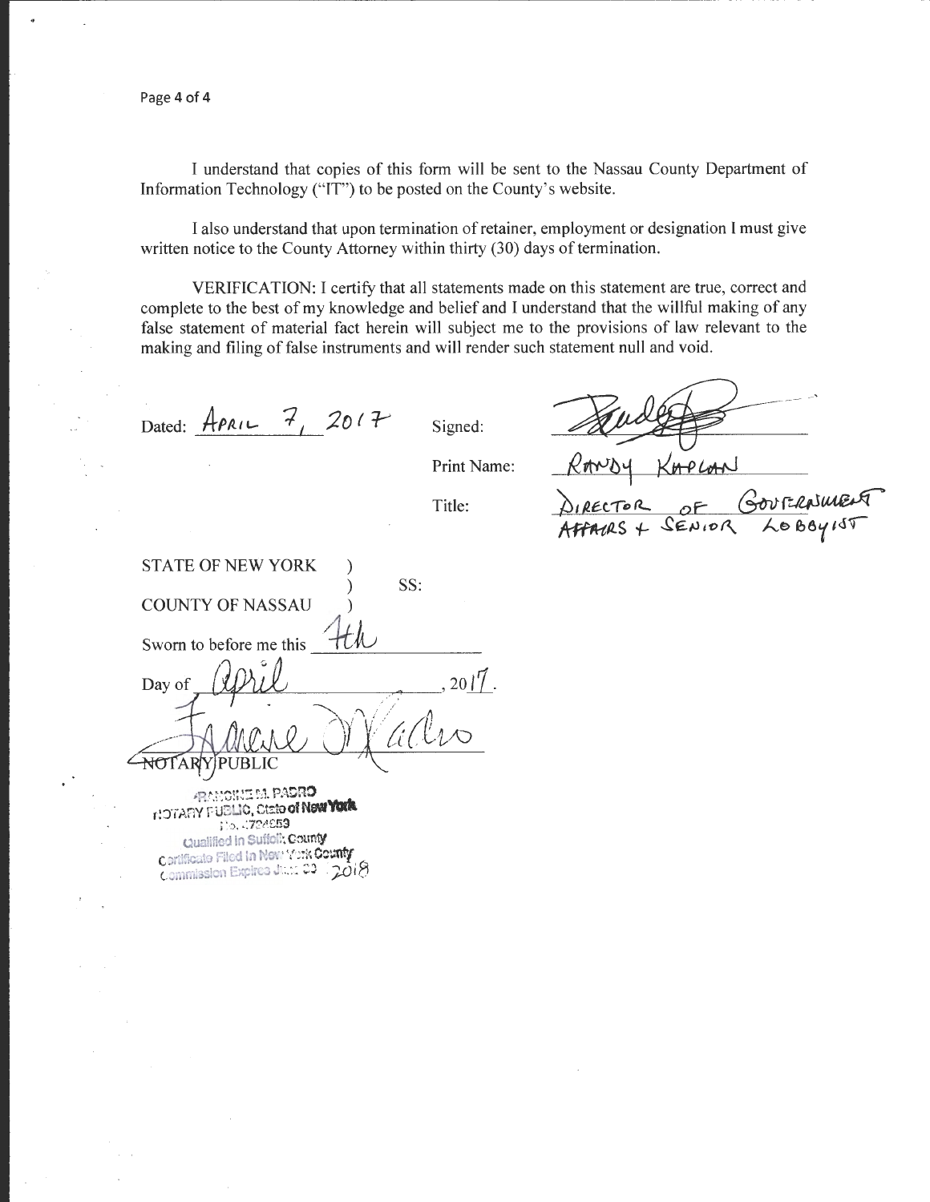I understand that copies of this form will be sent to the Nassau County Department of Information Technology ("IT") to be posted on the County's website.

I also understand that upon termination of retainer, employment or designation I must give written notice to the County Attorney within thirty (30) days of termination.

VERIFICATION: I certify that all statements made on this statement are true, correct and complete to the best of my knowledge and belief and I understand that the willful making of any false statement of material fact herein will subject me to the provisions of law relevant to the making and filing of false instruments and will render such statement null and void.

Dated: April 7, 2017

Signed: [signature]

Print Name: Randy Kaplan

Title: Director of Government Affairs + Senior Lobbyist

STATE OF NEW YORK )
) SS:
COUNTY OF NASSAU )

Sworn to before me this 7th

Day of April, 2017.

[signature]
NOTARY PUBLIC

FRANCINE M. PADRO
NOTARY PUBLIC, State of New York
No. 4724853
Qualified in Suffolk County
Certificate Filed in New York County
Commission Expires June 30, 2018